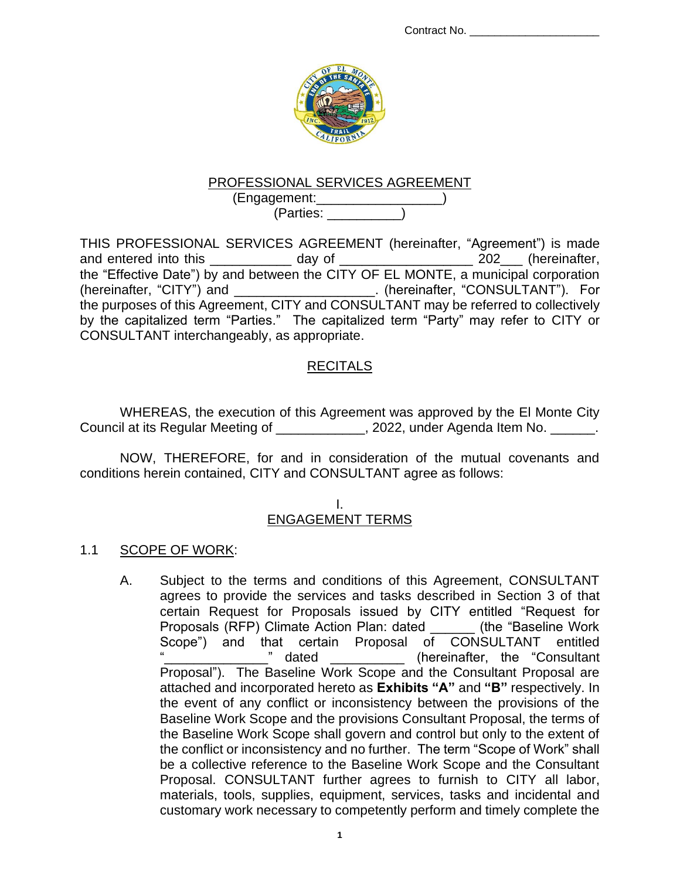Contract No. ____________________

PROFESSIONAL SERVICES AGREEMENT
(Engagement:________________)
(Parties: __________)

THIS PROFESSIONAL SERVICES AGREEMENT (hereinafter, "Agreement") is made and entered into this __________ day of ________________ 202___ (hereinafter, the "Effective Date") by and between the CITY OF EL MONTE, a municipal corporation (hereinafter, "CITY") and __________________. (hereinafter, "CONSULTANT"). For the purposes of this Agreement, CITY and CONSULTANT may be referred to collectively by the capitalized term "Parties." The capitalized term "Party" may refer to CITY or CONSULTANT interchangeably, as appropriate.

## RECITALS

WHEREAS, the execution of this Agreement was approved by the El Monte City Council at its Regular Meeting of ___________, 2022, under Agenda Item No. ______.

NOW, THEREFORE, for and in consideration of the mutual covenants and conditions herein contained, CITY and CONSULTANT agree as follows:

## I. ENGAGEMENT TERMS

1.1 SCOPE OF WORK:

A. Subject to the terms and conditions of this Agreement, CONSULTANT agrees to provide the services and tasks described in Section 3 of that certain Request for Proposals issued by CITY entitled "Request for Proposals (RFP) Climate Action Plan: dated ______ (the "Baseline Work Scope") and that certain Proposal of CONSULTANT entitled "_____________" dated __________ (hereinafter, the "Consultant Proposal"). The Baseline Work Scope and the Consultant Proposal are attached and incorporated hereto as **Exhibits "A"** and **"B"** respectively. In the event of any conflict or inconsistency between the provisions of the Baseline Work Scope and the provisions Consultant Proposal, the terms of the Baseline Work Scope shall govern and control but only to the extent of the conflict or inconsistency and no further. The term "Scope of Work" shall be a collective reference to the Baseline Work Scope and the Consultant Proposal. CONSULTANT further agrees to furnish to CITY all labor, materials, tools, supplies, equipment, services, tasks and incidental and customary work necessary to competently perform and timely complete the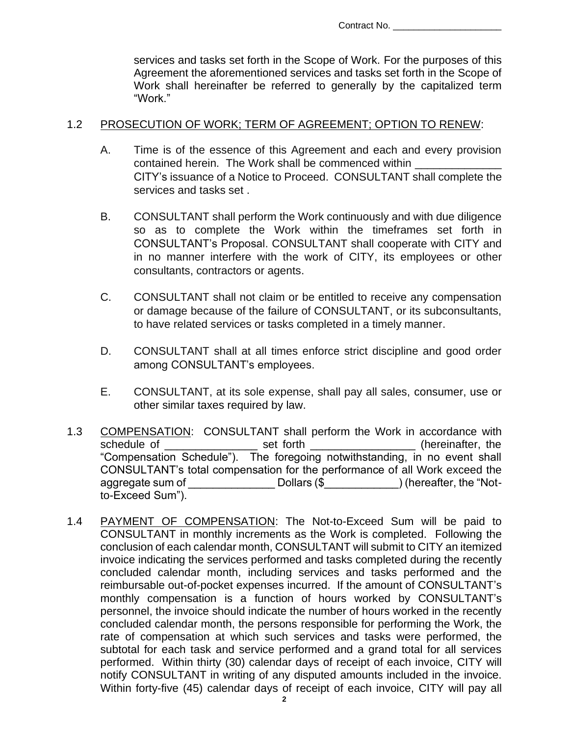services and tasks set forth in the Scope of Work. For the purposes of this Agreement the aforementioned services and tasks set forth in the Scope of Work shall hereinafter be referred to generally by the capitalized term "Work."

1.2 PROSECUTION OF WORK; TERM OF AGREEMENT; OPTION TO RENEW:

A. Time is of the essence of this Agreement and each and every provision contained herein. The Work shall be commenced within ______________ CITY's issuance of a Notice to Proceed. CONSULTANT shall complete the services and tasks set .

B. CONSULTANT shall perform the Work continuously and with due diligence so as to complete the Work within the timeframes set forth in CONSULTANT's Proposal. CONSULTANT shall cooperate with CITY and in no manner interfere with the work of CITY, its employees or other consultants, contractors or agents.

C. CONSULTANT shall not claim or be entitled to receive any compensation or damage because of the failure of CONSULTANT, or its subconsultants, to have related services or tasks completed in a timely manner.

D. CONSULTANT shall at all times enforce strict discipline and good order among CONSULTANT's employees.

E. CONSULTANT, at its sole expense, shall pay all sales, consumer, use or other similar taxes required by law.

1.3 COMPENSATION: CONSULTANT shall perform the Work in accordance with schedule of _______________ set forth _________________ (hereinafter, the "Compensation Schedule"). The foregoing notwithstanding, in no event shall CONSULTANT's total compensation for the performance of all Work exceed the aggregate sum of ______________ Dollars ($____________) (hereafter, the "Not-to-Exceed Sum").

1.4 PAYMENT OF COMPENSATION: The Not-to-Exceed Sum will be paid to CONSULTANT in monthly increments as the Work is completed. Following the conclusion of each calendar month, CONSULTANT will submit to CITY an itemized invoice indicating the services performed and tasks completed during the recently concluded calendar month, including services and tasks performed and the reimbursable out-of-pocket expenses incurred. If the amount of CONSULTANT's monthly compensation is a function of hours worked by CONSULTANT's personnel, the invoice should indicate the number of hours worked in the recently concluded calendar month, the persons responsible for performing the Work, the rate of compensation at which such services and tasks were performed, the subtotal for each task and service performed and a grand total for all services performed. Within thirty (30) calendar days of receipt of each invoice, CITY will notify CONSULTANT in writing of any disputed amounts included in the invoice. Within forty-five (45) calendar days of receipt of each invoice, CITY will pay all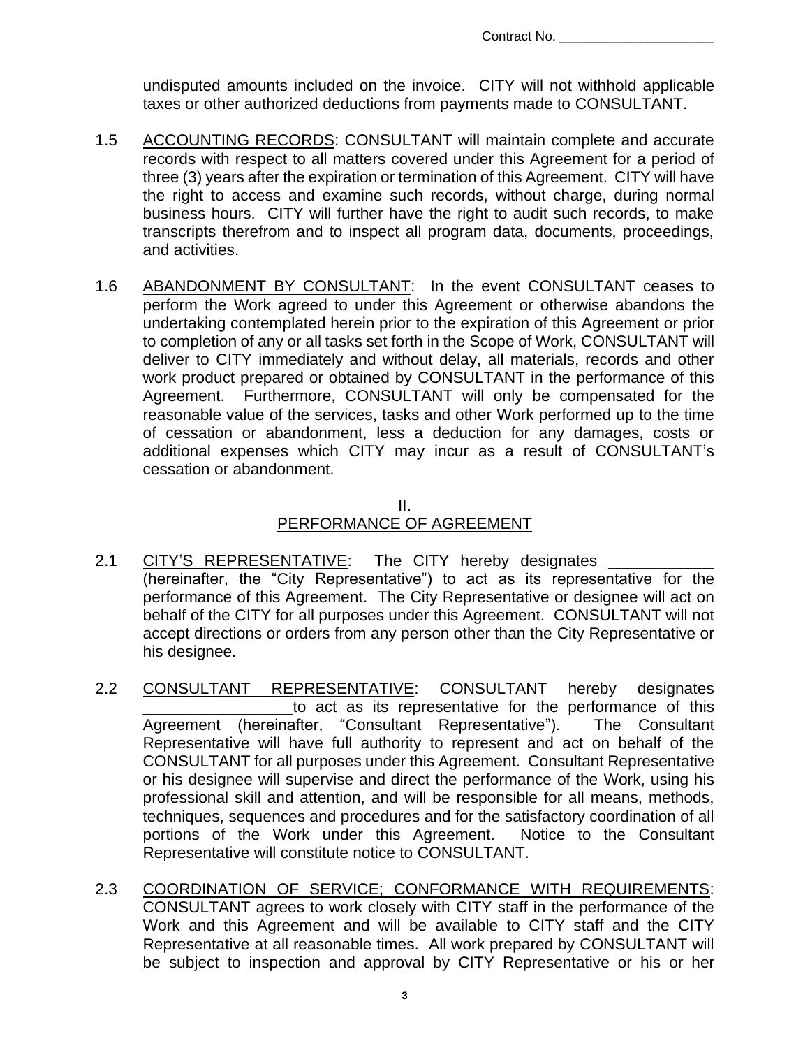undisputed amounts included on the invoice. CITY will not withhold applicable taxes or other authorized deductions from payments made to CONSULTANT.

1.5 ACCOUNTING RECORDS: CONSULTANT will maintain complete and accurate records with respect to all matters covered under this Agreement for a period of three (3) years after the expiration or termination of this Agreement. CITY will have the right to access and examine such records, without charge, during normal business hours. CITY will further have the right to audit such records, to make transcripts therefrom and to inspect all program data, documents, proceedings, and activities.

1.6 ABANDONMENT BY CONSULTANT: In the event CONSULTANT ceases to perform the Work agreed to under this Agreement or otherwise abandons the undertaking contemplated herein prior to the expiration of this Agreement or prior to completion of any or all tasks set forth in the Scope of Work, CONSULTANT will deliver to CITY immediately and without delay, all materials, records and other work product prepared or obtained by CONSULTANT in the performance of this Agreement. Furthermore, CONSULTANT will only be compensated for the reasonable value of the services, tasks and other Work performed up to the time of cessation or abandonment, less a deduction for any damages, costs or additional expenses which CITY may incur as a result of CONSULTANT's cessation or abandonment.

## II.
## PERFORMANCE OF AGREEMENT

2.1 CITY'S REPRESENTATIVE: The CITY hereby designates ____________ (hereinafter, the "City Representative") to act as its representative for the performance of this Agreement. The City Representative or designee will act on behalf of the CITY for all purposes under this Agreement. CONSULTANT will not accept directions or orders from any person other than the City Representative or his designee.

2.2 CONSULTANT REPRESENTATIVE: CONSULTANT hereby designates _________________ to act as its representative for the performance of this Agreement (hereinafter, "Consultant Representative"). The Consultant Representative will have full authority to represent and act on behalf of the CONSULTANT for all purposes under this Agreement. Consultant Representative or his designee will supervise and direct the performance of the Work, using his professional skill and attention, and will be responsible for all means, methods, techniques, sequences and procedures and for the satisfactory coordination of all portions of the Work under this Agreement. Notice to the Consultant Representative will constitute notice to CONSULTANT.

2.3 COORDINATION OF SERVICE; CONFORMANCE WITH REQUIREMENTS: CONSULTANT agrees to work closely with CITY staff in the performance of the Work and this Agreement and will be available to CITY staff and the CITY Representative at all reasonable times. All work prepared by CONSULTANT will be subject to inspection and approval by CITY Representative or his or her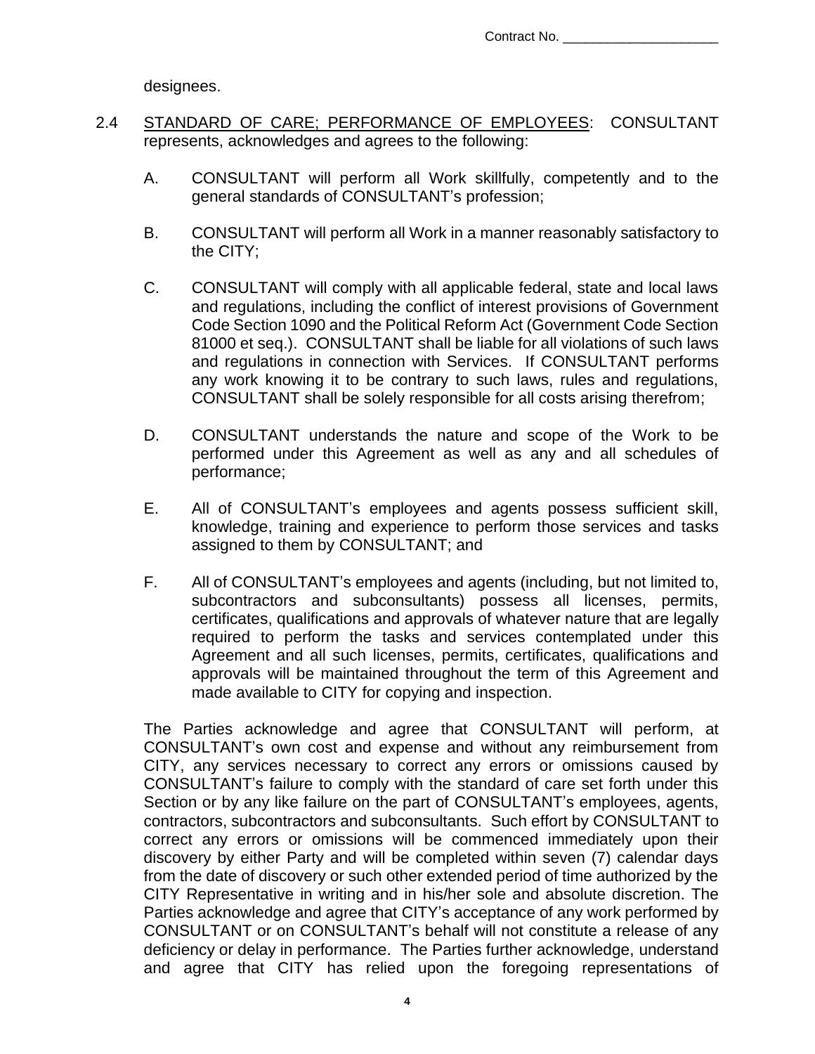designees.

2.4 STANDARD OF CARE; PERFORMANCE OF EMPLOYEES: CONSULTANT represents, acknowledges and agrees to the following:

A. CONSULTANT will perform all Work skillfully, competently and to the general standards of CONSULTANT's profession;

B. CONSULTANT will perform all Work in a manner reasonably satisfactory to the CITY;

C. CONSULTANT will comply with all applicable federal, state and local laws and regulations, including the conflict of interest provisions of Government Code Section 1090 and the Political Reform Act (Government Code Section 81000 et seq.). CONSULTANT shall be liable for all violations of such laws and regulations in connection with Services. If CONSULTANT performs any work knowing it to be contrary to such laws, rules and regulations, CONSULTANT shall be solely responsible for all costs arising therefrom;

D. CONSULTANT understands the nature and scope of the Work to be performed under this Agreement as well as any and all schedules of performance;

E. All of CONSULTANT's employees and agents possess sufficient skill, knowledge, training and experience to perform those services and tasks assigned to them by CONSULTANT; and

F. All of CONSULTANT's employees and agents (including, but not limited to, subcontractors and subconsultants) possess all licenses, permits, certificates, qualifications and approvals of whatever nature that are legally required to perform the tasks and services contemplated under this Agreement and all such licenses, permits, certificates, qualifications and approvals will be maintained throughout the term of this Agreement and made available to CITY for copying and inspection.

The Parties acknowledge and agree that CONSULTANT will perform, at CONSULTANT's own cost and expense and without any reimbursement from CITY, any services necessary to correct any errors or omissions caused by CONSULTANT's failure to comply with the standard of care set forth under this Section or by any like failure on the part of CONSULTANT's employees, agents, contractors, subcontractors and subconsultants. Such effort by CONSULTANT to correct any errors or omissions will be commenced immediately upon their discovery by either Party and will be completed within seven (7) calendar days from the date of discovery or such other extended period of time authorized by the CITY Representative in writing and in his/her sole and absolute discretion. The Parties acknowledge and agree that CITY's acceptance of any work performed by CONSULTANT or on CONSULTANT's behalf will not constitute a release of any deficiency or delay in performance. The Parties further acknowledge, understand and agree that CITY has relied upon the foregoing representations of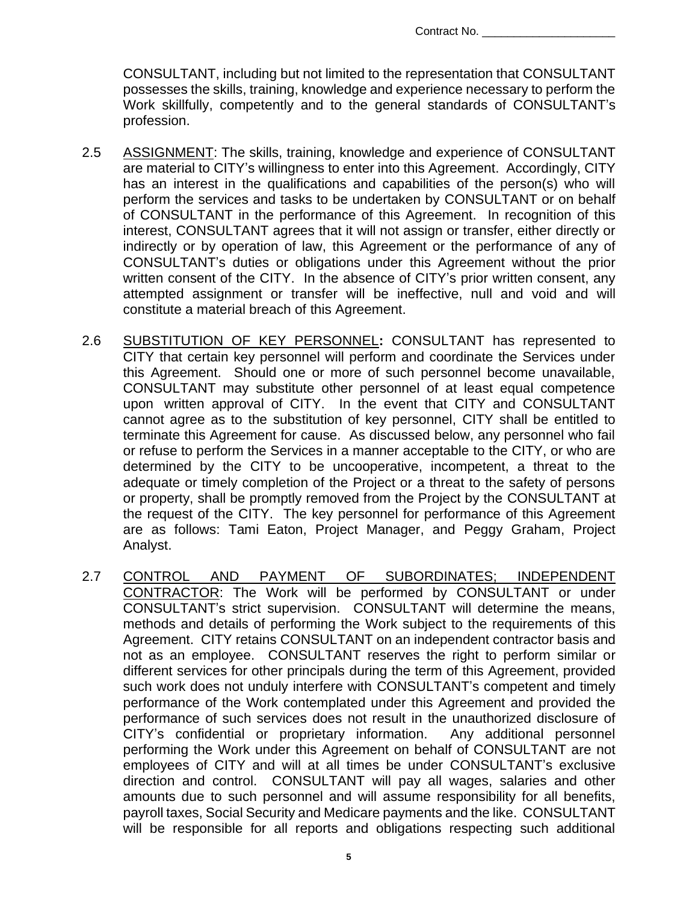CONSULTANT, including but not limited to the representation that CONSULTANT possesses the skills, training, knowledge and experience necessary to perform the Work skillfully, competently and to the general standards of CONSULTANT's profession.

2.5 ASSIGNMENT: The skills, training, knowledge and experience of CONSULTANT are material to CITY's willingness to enter into this Agreement. Accordingly, CITY has an interest in the qualifications and capabilities of the person(s) who will perform the services and tasks to be undertaken by CONSULTANT or on behalf of CONSULTANT in the performance of this Agreement. In recognition of this interest, CONSULTANT agrees that it will not assign or transfer, either directly or indirectly or by operation of law, this Agreement or the performance of any of CONSULTANT's duties or obligations under this Agreement without the prior written consent of the CITY. In the absence of CITY's prior written consent, any attempted assignment or transfer will be ineffective, null and void and will constitute a material breach of this Agreement.

2.6 SUBSTITUTION OF KEY PERSONNEL**:** CONSULTANT has represented to CITY that certain key personnel will perform and coordinate the Services under this Agreement. Should one or more of such personnel become unavailable, CONSULTANT may substitute other personnel of at least equal competence upon written approval of CITY. In the event that CITY and CONSULTANT cannot agree as to the substitution of key personnel, CITY shall be entitled to terminate this Agreement for cause. As discussed below, any personnel who fail or refuse to perform the Services in a manner acceptable to the CITY, or who are determined by the CITY to be uncooperative, incompetent, a threat to the adequate or timely completion of the Project or a threat to the safety of persons or property, shall be promptly removed from the Project by the CONSULTANT at the request of the CITY. The key personnel for performance of this Agreement are as follows: Tami Eaton, Project Manager, and Peggy Graham, Project Analyst.

2.7 CONTROL AND PAYMENT OF SUBORDINATES; INDEPENDENT CONTRACTOR: The Work will be performed by CONSULTANT or under CONSULTANT's strict supervision. CONSULTANT will determine the means, methods and details of performing the Work subject to the requirements of this Agreement. CITY retains CONSULTANT on an independent contractor basis and not as an employee. CONSULTANT reserves the right to perform similar or different services for other principals during the term of this Agreement, provided such work does not unduly interfere with CONSULTANT's competent and timely performance of the Work contemplated under this Agreement and provided the performance of such services does not result in the unauthorized disclosure of CITY's confidential or proprietary information. Any additional personnel performing the Work under this Agreement on behalf of CONSULTANT are not employees of CITY and will at all times be under CONSULTANT's exclusive direction and control. CONSULTANT will pay all wages, salaries and other amounts due to such personnel and will assume responsibility for all benefits, payroll taxes, Social Security and Medicare payments and the like. CONSULTANT will be responsible for all reports and obligations respecting such additional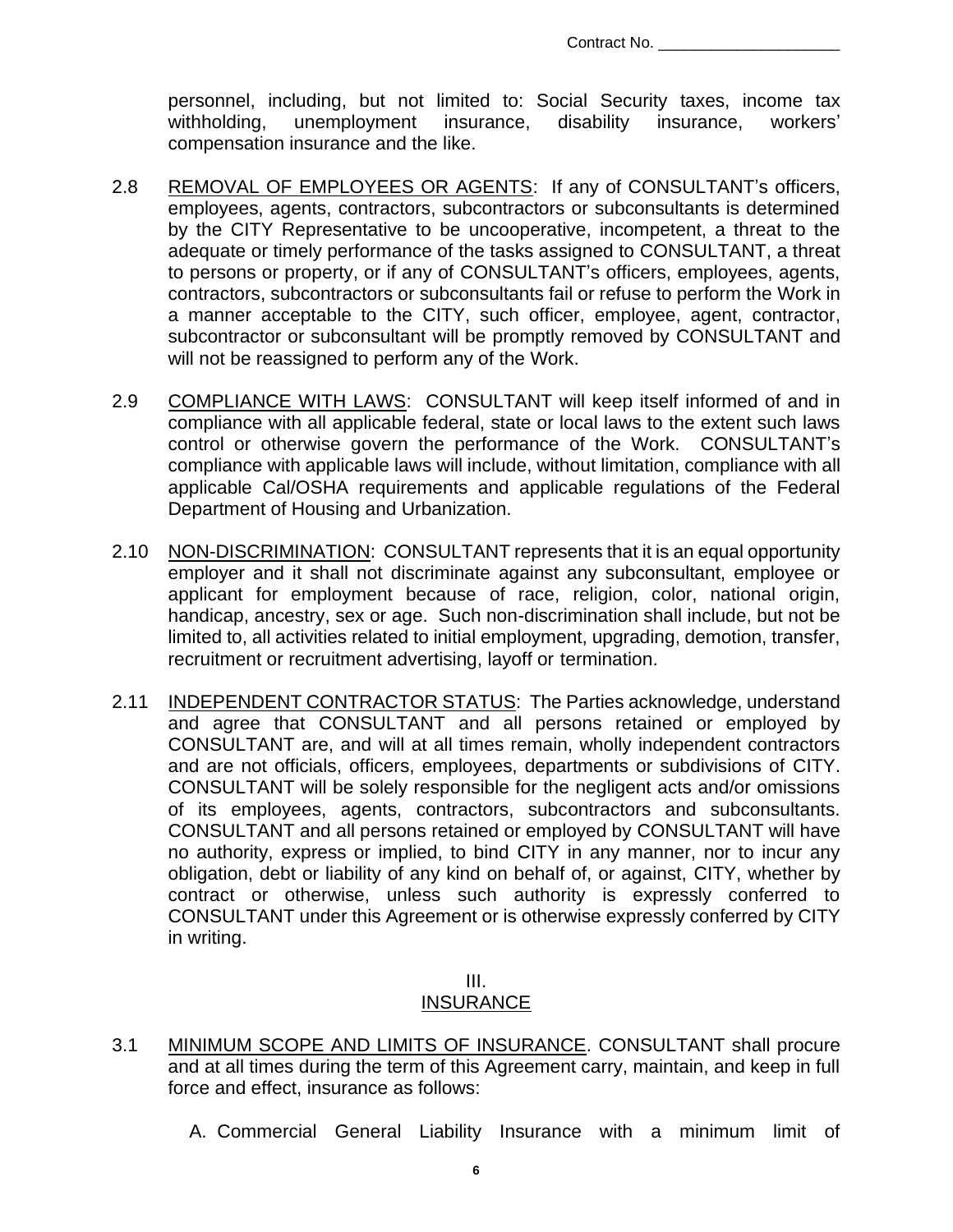personnel, including, but not limited to: Social Security taxes, income tax withholding, unemployment insurance, disability insurance, workers' compensation insurance and the like.

2.8 REMOVAL OF EMPLOYEES OR AGENTS: If any of CONSULTANT's officers, employees, agents, contractors, subcontractors or subconsultants is determined by the CITY Representative to be uncooperative, incompetent, a threat to the adequate or timely performance of the tasks assigned to CONSULTANT, a threat to persons or property, or if any of CONSULTANT's officers, employees, agents, contractors, subcontractors or subconsultants fail or refuse to perform the Work in a manner acceptable to the CITY, such officer, employee, agent, contractor, subcontractor or subconsultant will be promptly removed by CONSULTANT and will not be reassigned to perform any of the Work.

2.9 COMPLIANCE WITH LAWS: CONSULTANT will keep itself informed of and in compliance with all applicable federal, state or local laws to the extent such laws control or otherwise govern the performance of the Work. CONSULTANT's compliance with applicable laws will include, without limitation, compliance with all applicable Cal/OSHA requirements and applicable regulations of the Federal Department of Housing and Urbanization.

2.10 NON-DISCRIMINATION: CONSULTANT represents that it is an equal opportunity employer and it shall not discriminate against any subconsultant, employee or applicant for employment because of race, religion, color, national origin, handicap, ancestry, sex or age. Such non-discrimination shall include, but not be limited to, all activities related to initial employment, upgrading, demotion, transfer, recruitment or recruitment advertising, layoff or termination.

2.11 INDEPENDENT CONTRACTOR STATUS: The Parties acknowledge, understand and agree that CONSULTANT and all persons retained or employed by CONSULTANT are, and will at all times remain, wholly independent contractors and are not officials, officers, employees, departments or subdivisions of CITY. CONSULTANT will be solely responsible for the negligent acts and/or omissions of its employees, agents, contractors, subcontractors and subconsultants. CONSULTANT and all persons retained or employed by CONSULTANT will have no authority, express or implied, to bind CITY in any manner, nor to incur any obligation, debt or liability of any kind on behalf of, or against, CITY, whether by contract or otherwise, unless such authority is expressly conferred to CONSULTANT under this Agreement or is otherwise expressly conferred by CITY in writing.

## III. INSURANCE

3.1 MINIMUM SCOPE AND LIMITS OF INSURANCE. CONSULTANT shall procure and at all times during the term of this Agreement carry, maintain, and keep in full force and effect, insurance as follows:

A. Commercial General Liability Insurance with a minimum limit of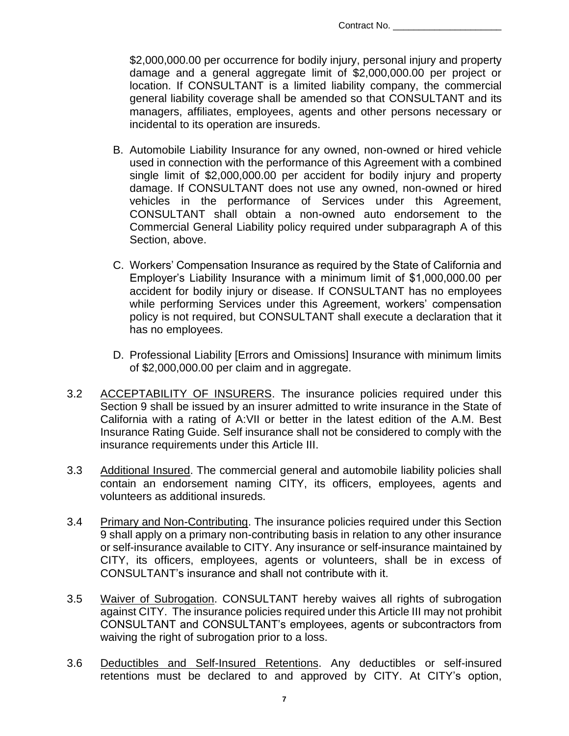$2,000,000.00 per occurrence for bodily injury, personal injury and property damage and a general aggregate limit of $2,000,000.00 per project or location. If CONSULTANT is a limited liability company, the commercial general liability coverage shall be amended so that CONSULTANT and its managers, affiliates, employees, agents and other persons necessary or incidental to its operation are insureds.

B. Automobile Liability Insurance for any owned, non-owned or hired vehicle used in connection with the performance of this Agreement with a combined single limit of $2,000,000.00 per accident for bodily injury and property damage. If CONSULTANT does not use any owned, non-owned or hired vehicles in the performance of Services under this Agreement, CONSULTANT shall obtain a non-owned auto endorsement to the Commercial General Liability policy required under subparagraph A of this Section, above.

C. Workers' Compensation Insurance as required by the State of California and Employer's Liability Insurance with a minimum limit of $1,000,000.00 per accident for bodily injury or disease. If CONSULTANT has no employees while performing Services under this Agreement, workers' compensation policy is not required, but CONSULTANT shall execute a declaration that it has no employees.

D. Professional Liability [Errors and Omissions] Insurance with minimum limits of $2,000,000.00 per claim and in aggregate.

3.2 ACCEPTABILITY OF INSURERS. The insurance policies required under this Section 9 shall be issued by an insurer admitted to write insurance in the State of California with a rating of A:VII or better in the latest edition of the A.M. Best Insurance Rating Guide. Self insurance shall not be considered to comply with the insurance requirements under this Article III.

3.3 Additional Insured. The commercial general and automobile liability policies shall contain an endorsement naming CITY, its officers, employees, agents and volunteers as additional insureds.

3.4 Primary and Non-Contributing. The insurance policies required under this Section 9 shall apply on a primary non-contributing basis in relation to any other insurance or self-insurance available to CITY. Any insurance or self-insurance maintained by CITY, its officers, employees, agents or volunteers, shall be in excess of CONSULTANT's insurance and shall not contribute with it.

3.5 Waiver of Subrogation. CONSULTANT hereby waives all rights of subrogation against CITY. The insurance policies required under this Article III may not prohibit CONSULTANT and CONSULTANT's employees, agents or subcontractors from waiving the right of subrogation prior to a loss.

3.6 Deductibles and Self-Insured Retentions. Any deductibles or self-insured retentions must be declared to and approved by CITY. At CITY's option,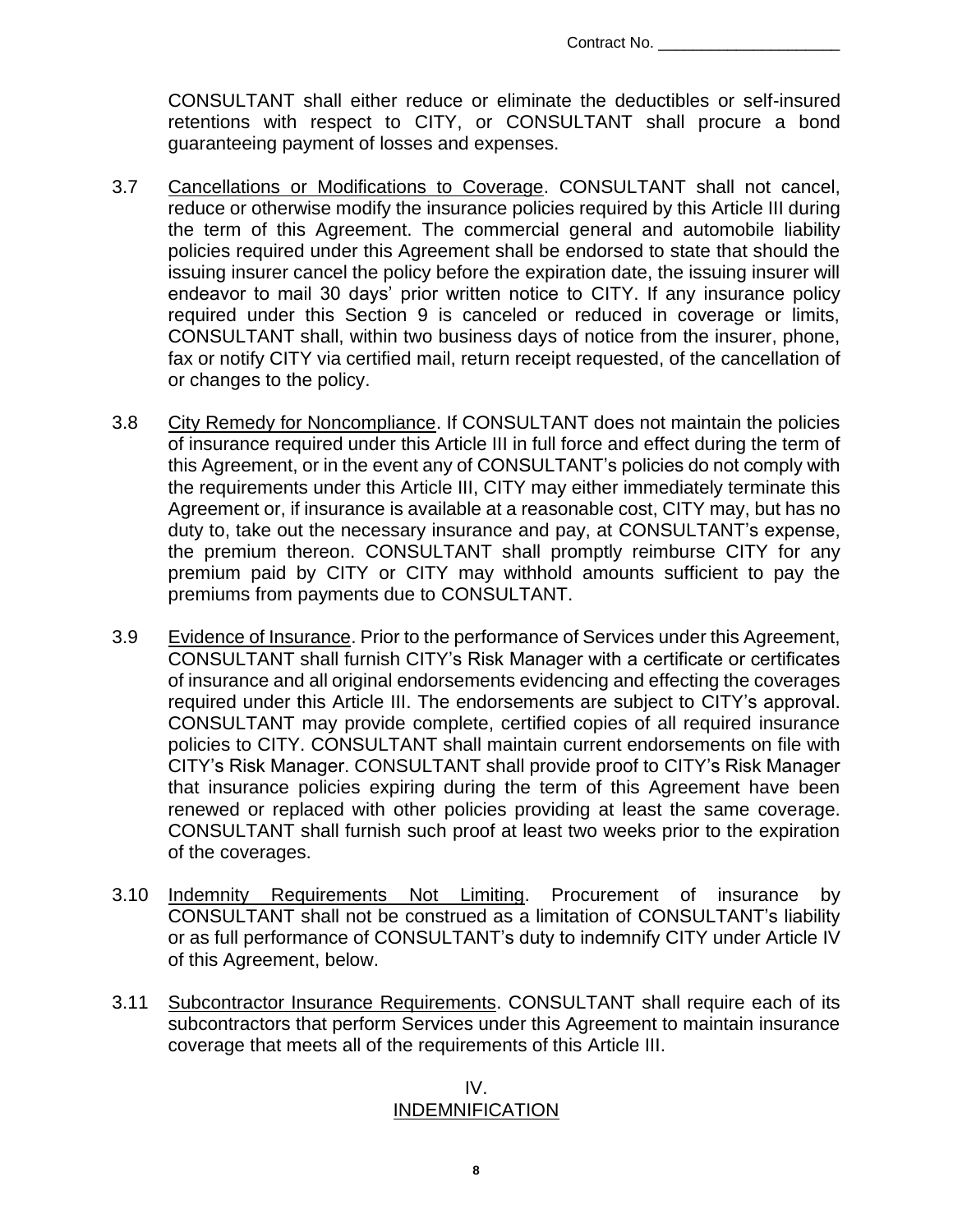CONSULTANT shall either reduce or eliminate the deductibles or self-insured retentions with respect to CITY, or CONSULTANT shall procure a bond guaranteeing payment of losses and expenses.

3.7 Cancellations or Modifications to Coverage. CONSULTANT shall not cancel, reduce or otherwise modify the insurance policies required by this Article III during the term of this Agreement. The commercial general and automobile liability policies required under this Agreement shall be endorsed to state that should the issuing insurer cancel the policy before the expiration date, the issuing insurer will endeavor to mail 30 days' prior written notice to CITY. If any insurance policy required under this Section 9 is canceled or reduced in coverage or limits, CONSULTANT shall, within two business days of notice from the insurer, phone, fax or notify CITY via certified mail, return receipt requested, of the cancellation of or changes to the policy.

3.8 City Remedy for Noncompliance. If CONSULTANT does not maintain the policies of insurance required under this Article III in full force and effect during the term of this Agreement, or in the event any of CONSULTANT's policies do not comply with the requirements under this Article III, CITY may either immediately terminate this Agreement or, if insurance is available at a reasonable cost, CITY may, but has no duty to, take out the necessary insurance and pay, at CONSULTANT's expense, the premium thereon. CONSULTANT shall promptly reimburse CITY for any premium paid by CITY or CITY may withhold amounts sufficient to pay the premiums from payments due to CONSULTANT.

3.9 Evidence of Insurance. Prior to the performance of Services under this Agreement, CONSULTANT shall furnish CITY's Risk Manager with a certificate or certificates of insurance and all original endorsements evidencing and effecting the coverages required under this Article III. The endorsements are subject to CITY's approval. CONSULTANT may provide complete, certified copies of all required insurance policies to CITY. CONSULTANT shall maintain current endorsements on file with CITY's Risk Manager. CONSULTANT shall provide proof to CITY's Risk Manager that insurance policies expiring during the term of this Agreement have been renewed or replaced with other policies providing at least the same coverage. CONSULTANT shall furnish such proof at least two weeks prior to the expiration of the coverages.

3.10 Indemnity Requirements Not Limiting. Procurement of insurance by CONSULTANT shall not be construed as a limitation of CONSULTANT's liability or as full performance of CONSULTANT's duty to indemnify CITY under Article IV of this Agreement, below.

3.11 Subcontractor Insurance Requirements. CONSULTANT shall require each of its subcontractors that perform Services under this Agreement to maintain insurance coverage that meets all of the requirements of this Article III.

## IV.
## INDEMNIFICATION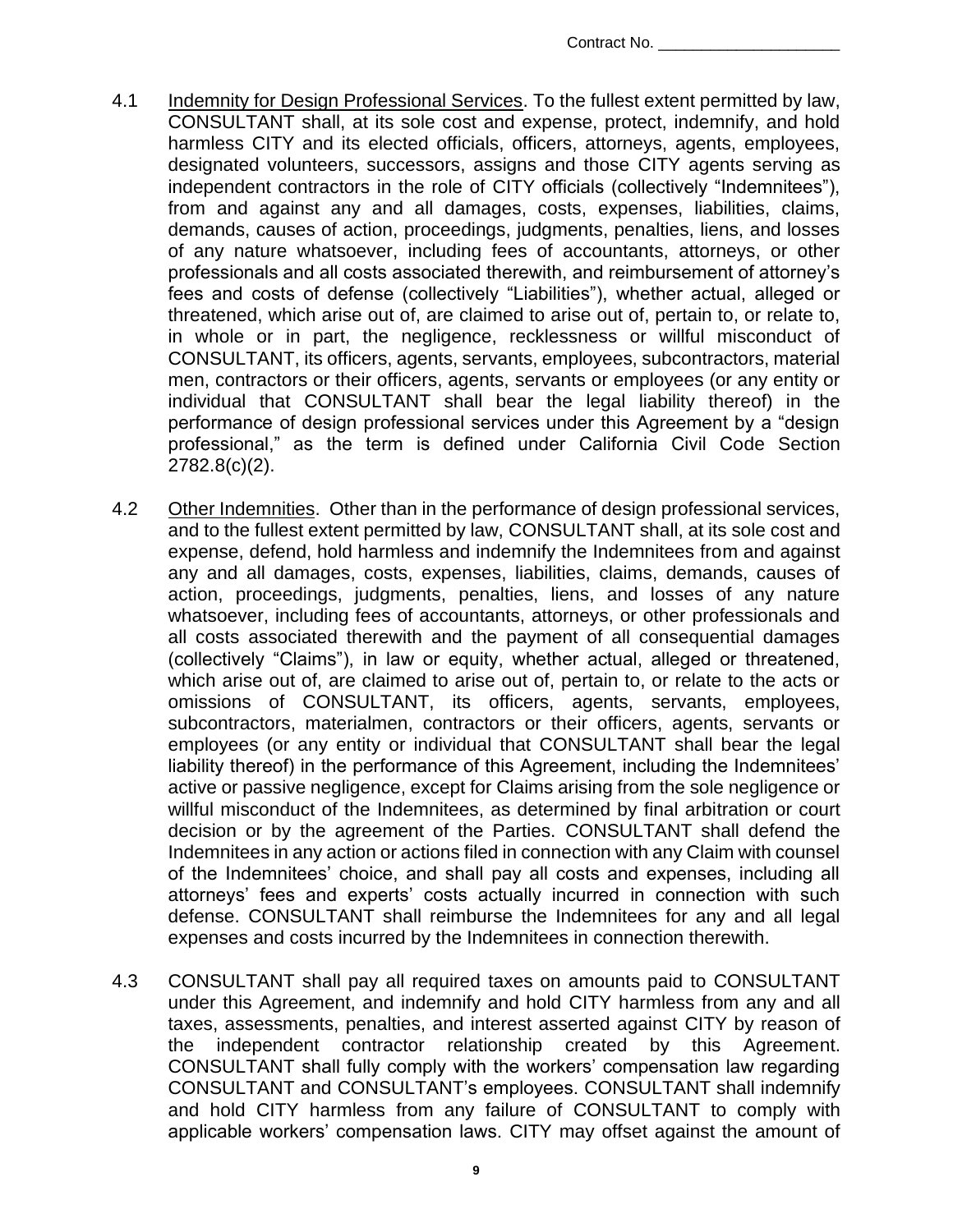Contract No. ____________________

4.1 Indemnity for Design Professional Services. To the fullest extent permitted by law, CONSULTANT shall, at its sole cost and expense, protect, indemnify, and hold harmless CITY and its elected officials, officers, attorneys, agents, employees, designated volunteers, successors, assigns and those CITY agents serving as independent contractors in the role of CITY officials (collectively "Indemnitees"), from and against any and all damages, costs, expenses, liabilities, claims, demands, causes of action, proceedings, judgments, penalties, liens, and losses of any nature whatsoever, including fees of accountants, attorneys, or other professionals and all costs associated therewith, and reimbursement of attorney's fees and costs of defense (collectively "Liabilities"), whether actual, alleged or threatened, which arise out of, are claimed to arise out of, pertain to, or relate to, in whole or in part, the negligence, recklessness or willful misconduct of CONSULTANT, its officers, agents, servants, employees, subcontractors, material men, contractors or their officers, agents, servants or employees (or any entity or individual that CONSULTANT shall bear the legal liability thereof) in the performance of design professional services under this Agreement by a "design professional," as the term is defined under California Civil Code Section 2782.8(c)(2).

4.2 Other Indemnities. Other than in the performance of design professional services, and to the fullest extent permitted by law, CONSULTANT shall, at its sole cost and expense, defend, hold harmless and indemnify the Indemnitees from and against any and all damages, costs, expenses, liabilities, claims, demands, causes of action, proceedings, judgments, penalties, liens, and losses of any nature whatsoever, including fees of accountants, attorneys, or other professionals and all costs associated therewith and the payment of all consequential damages (collectively "Claims"), in law or equity, whether actual, alleged or threatened, which arise out of, are claimed to arise out of, pertain to, or relate to the acts or omissions of CONSULTANT, its officers, agents, servants, employees, subcontractors, materialmen, contractors or their officers, agents, servants or employees (or any entity or individual that CONSULTANT shall bear the legal liability thereof) in the performance of this Agreement, including the Indemnitees' active or passive negligence, except for Claims arising from the sole negligence or willful misconduct of the Indemnitees, as determined by final arbitration or court decision or by the agreement of the Parties. CONSULTANT shall defend the Indemnitees in any action or actions filed in connection with any Claim with counsel of the Indemnitees' choice, and shall pay all costs and expenses, including all attorneys' fees and experts' costs actually incurred in connection with such defense. CONSULTANT shall reimburse the Indemnitees for any and all legal expenses and costs incurred by the Indemnitees in connection therewith.

4.3 CONSULTANT shall pay all required taxes on amounts paid to CONSULTANT under this Agreement, and indemnify and hold CITY harmless from any and all taxes, assessments, penalties, and interest asserted against CITY by reason of the independent contractor relationship created by this Agreement. CONSULTANT shall fully comply with the workers' compensation law regarding CONSULTANT and CONSULTANT's employees. CONSULTANT shall indemnify and hold CITY harmless from any failure of CONSULTANT to comply with applicable workers' compensation laws. CITY may offset against the amount of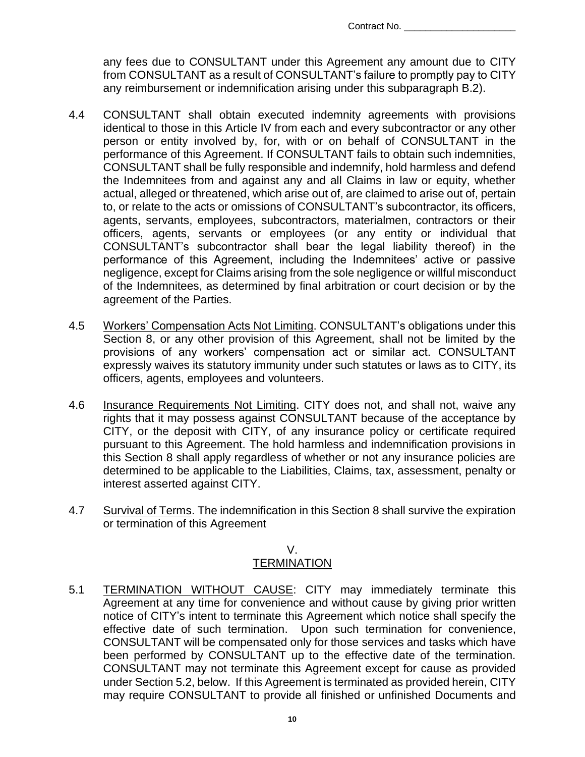any fees due to CONSULTANT under this Agreement any amount due to CITY from CONSULTANT as a result of CONSULTANT's failure to promptly pay to CITY any reimbursement or indemnification arising under this subparagraph B.2).

4.4 CONSULTANT shall obtain executed indemnity agreements with provisions identical to those in this Article IV from each and every subcontractor or any other person or entity involved by, for, with or on behalf of CONSULTANT in the performance of this Agreement. If CONSULTANT fails to obtain such indemnities, CONSULTANT shall be fully responsible and indemnify, hold harmless and defend the Indemnitees from and against any and all Claims in law or equity, whether actual, alleged or threatened, which arise out of, are claimed to arise out of, pertain to, or relate to the acts or omissions of CONSULTANT's subcontractor, its officers, agents, servants, employees, subcontractors, materialmen, contractors or their officers, agents, servants or employees (or any entity or individual that CONSULTANT's subcontractor shall bear the legal liability thereof) in the performance of this Agreement, including the Indemnitees' active or passive negligence, except for Claims arising from the sole negligence or willful misconduct of the Indemnitees, as determined by final arbitration or court decision or by the agreement of the Parties.

4.5 <u>Workers' Compensation Acts Not Limiting</u>. CONSULTANT's obligations under this Section 8, or any other provision of this Agreement, shall not be limited by the provisions of any workers' compensation act or similar act. CONSULTANT expressly waives its statutory immunity under such statutes or laws as to CITY, its officers, agents, employees and volunteers.

4.6 <u>Insurance Requirements Not Limiting</u>. CITY does not, and shall not, waive any rights that it may possess against CONSULTANT because of the acceptance by CITY, or the deposit with CITY, of any insurance policy or certificate required pursuant to this Agreement. The hold harmless and indemnification provisions in this Section 8 shall apply regardless of whether or not any insurance policies are determined to be applicable to the Liabilities, Claims, tax, assessment, penalty or interest asserted against CITY.

4.7 <u>Survival of Terms</u>. The indemnification in this Section 8 shall survive the expiration or termination of this Agreement

## V.
## <u>TERMINATION</u>

5.1 <u>TERMINATION WITHOUT CAUSE</u>: CITY may immediately terminate this Agreement at any time for convenience and without cause by giving prior written notice of CITY's intent to terminate this Agreement which notice shall specify the effective date of such termination. Upon such termination for convenience, CONSULTANT will be compensated only for those services and tasks which have been performed by CONSULTANT up to the effective date of the termination. CONSULTANT may not terminate this Agreement except for cause as provided under Section 5.2, below. If this Agreement is terminated as provided herein, CITY may require CONSULTANT to provide all finished or unfinished Documents and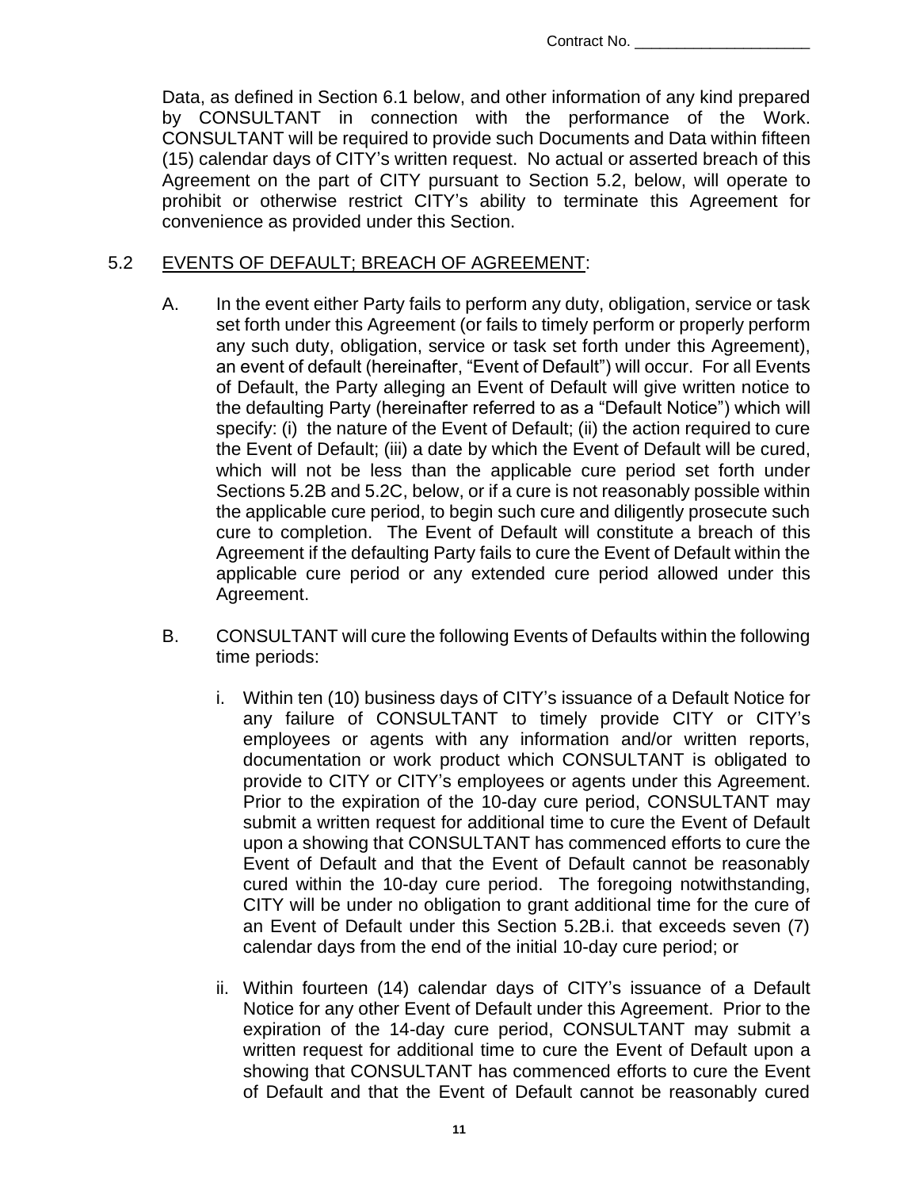Data, as defined in Section 6.1 below, and other information of any kind prepared by CONSULTANT in connection with the performance of the Work. CONSULTANT will be required to provide such Documents and Data within fifteen (15) calendar days of CITY's written request. No actual or asserted breach of this Agreement on the part of CITY pursuant to Section 5.2, below, will operate to prohibit or otherwise restrict CITY's ability to terminate this Agreement for convenience as provided under this Section.

5.2 EVENTS OF DEFAULT; BREACH OF AGREEMENT:

A. In the event either Party fails to perform any duty, obligation, service or task set forth under this Agreement (or fails to timely perform or properly perform any such duty, obligation, service or task set forth under this Agreement), an event of default (hereinafter, "Event of Default") will occur. For all Events of Default, the Party alleging an Event of Default will give written notice to the defaulting Party (hereinafter referred to as a "Default Notice") which will specify: (i) the nature of the Event of Default; (ii) the action required to cure the Event of Default; (iii) a date by which the Event of Default will be cured, which will not be less than the applicable cure period set forth under Sections 5.2B and 5.2C, below, or if a cure is not reasonably possible within the applicable cure period, to begin such cure and diligently prosecute such cure to completion. The Event of Default will constitute a breach of this Agreement if the defaulting Party fails to cure the Event of Default within the applicable cure period or any extended cure period allowed under this Agreement.

B. CONSULTANT will cure the following Events of Defaults within the following time periods:

i. Within ten (10) business days of CITY's issuance of a Default Notice for any failure of CONSULTANT to timely provide CITY or CITY's employees or agents with any information and/or written reports, documentation or work product which CONSULTANT is obligated to provide to CITY or CITY's employees or agents under this Agreement. Prior to the expiration of the 10-day cure period, CONSULTANT may submit a written request for additional time to cure the Event of Default upon a showing that CONSULTANT has commenced efforts to cure the Event of Default and that the Event of Default cannot be reasonably cured within the 10-day cure period. The foregoing notwithstanding, CITY will be under no obligation to grant additional time for the cure of an Event of Default under this Section 5.2B.i. that exceeds seven (7) calendar days from the end of the initial 10-day cure period; or

ii. Within fourteen (14) calendar days of CITY's issuance of a Default Notice for any other Event of Default under this Agreement. Prior to the expiration of the 14-day cure period, CONSULTANT may submit a written request for additional time to cure the Event of Default upon a showing that CONSULTANT has commenced efforts to cure the Event of Default and that the Event of Default cannot be reasonably cured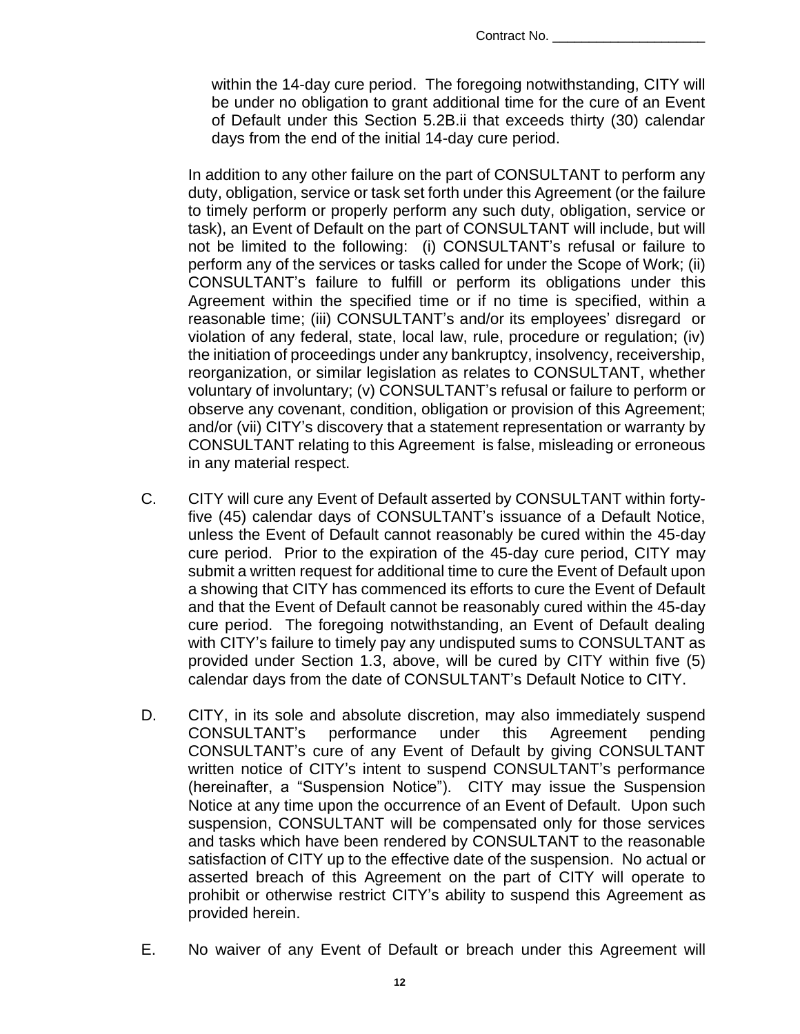within the 14-day cure period. The foregoing notwithstanding, CITY will be under no obligation to grant additional time for the cure of an Event of Default under this Section 5.2B.ii that exceeds thirty (30) calendar days from the end of the initial 14-day cure period.

In addition to any other failure on the part of CONSULTANT to perform any duty, obligation, service or task set forth under this Agreement (or the failure to timely perform or properly perform any such duty, obligation, service or task), an Event of Default on the part of CONSULTANT will include, but will not be limited to the following: (i) CONSULTANT's refusal or failure to perform any of the services or tasks called for under the Scope of Work; (ii) CONSULTANT's failure to fulfill or perform its obligations under this Agreement within the specified time or if no time is specified, within a reasonable time; (iii) CONSULTANT's and/or its employees' disregard or violation of any federal, state, local law, rule, procedure or regulation; (iv) the initiation of proceedings under any bankruptcy, insolvency, receivership, reorganization, or similar legislation as relates to CONSULTANT, whether voluntary of involuntary; (v) CONSULTANT's refusal or failure to perform or observe any covenant, condition, obligation or provision of this Agreement; and/or (vii) CITY's discovery that a statement representation or warranty by CONSULTANT relating to this Agreement is false, misleading or erroneous in any material respect.

C. CITY will cure any Event of Default asserted by CONSULTANT within forty-five (45) calendar days of CONSULTANT's issuance of a Default Notice, unless the Event of Default cannot reasonably be cured within the 45-day cure period. Prior to the expiration of the 45-day cure period, CITY may submit a written request for additional time to cure the Event of Default upon a showing that CITY has commenced its efforts to cure the Event of Default and that the Event of Default cannot be reasonably cured within the 45-day cure period. The foregoing notwithstanding, an Event of Default dealing with CITY's failure to timely pay any undisputed sums to CONSULTANT as provided under Section 1.3, above, will be cured by CITY within five (5) calendar days from the date of CONSULTANT's Default Notice to CITY.

D. CITY, in its sole and absolute discretion, may also immediately suspend CONSULTANT's performance under this Agreement pending CONSULTANT's cure of any Event of Default by giving CONSULTANT written notice of CITY's intent to suspend CONSULTANT's performance (hereinafter, a "Suspension Notice"). CITY may issue the Suspension Notice at any time upon the occurrence of an Event of Default. Upon such suspension, CONSULTANT will be compensated only for those services and tasks which have been rendered by CONSULTANT to the reasonable satisfaction of CITY up to the effective date of the suspension. No actual or asserted breach of this Agreement on the part of CITY will operate to prohibit or otherwise restrict CITY's ability to suspend this Agreement as provided herein.

E. No waiver of any Event of Default or breach under this Agreement will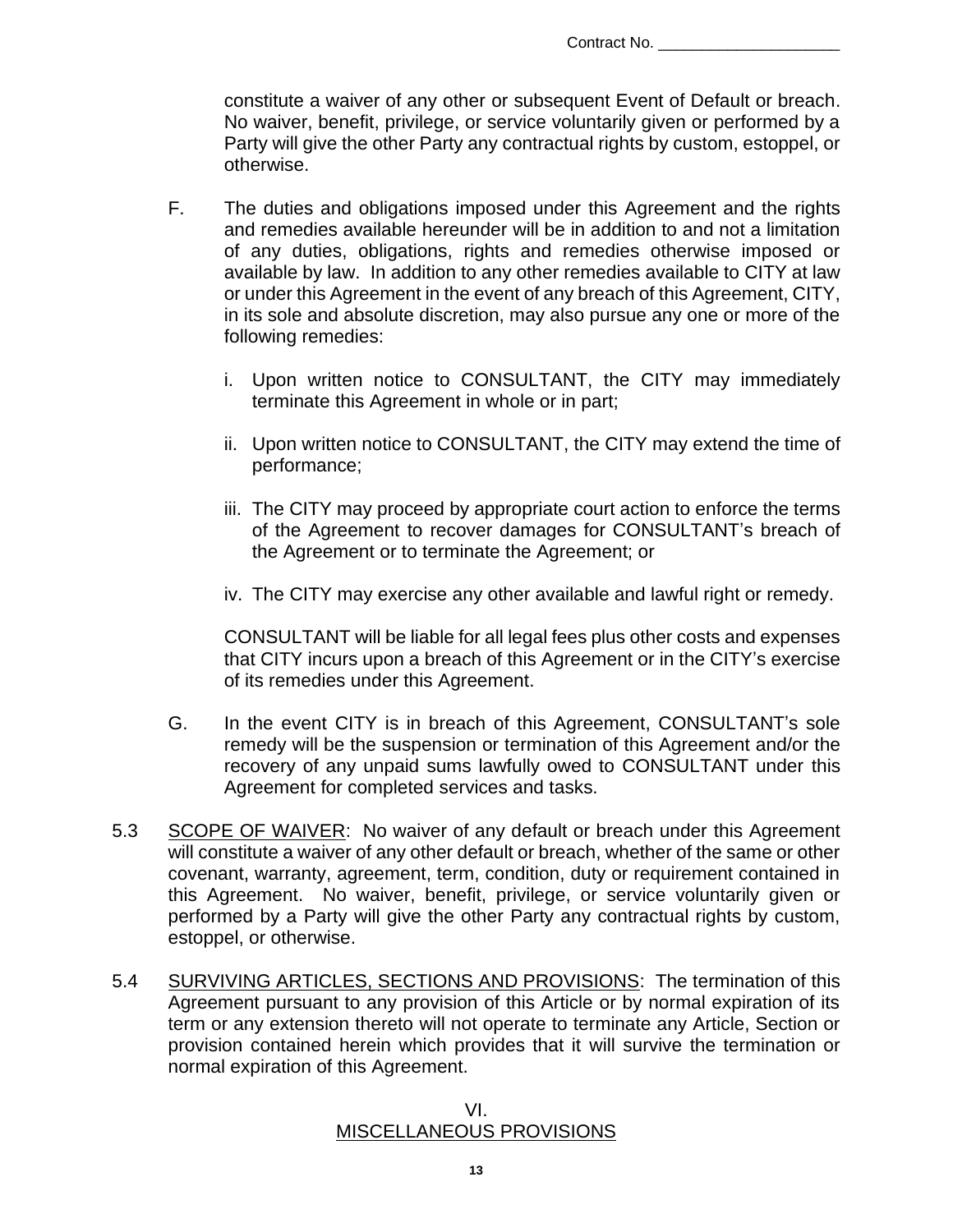constitute a waiver of any other or subsequent Event of Default or breach. No waiver, benefit, privilege, or service voluntarily given or performed by a Party will give the other Party any contractual rights by custom, estoppel, or otherwise.

F. The duties and obligations imposed under this Agreement and the rights and remedies available hereunder will be in addition to and not a limitation of any duties, obligations, rights and remedies otherwise imposed or available by law. In addition to any other remedies available to CITY at law or under this Agreement in the event of any breach of this Agreement, CITY, in its sole and absolute discretion, may also pursue any one or more of the following remedies:

   i. Upon written notice to CONSULTANT, the CITY may immediately terminate this Agreement in whole or in part;

   ii. Upon written notice to CONSULTANT, the CITY may extend the time of performance;

   iii. The CITY may proceed by appropriate court action to enforce the terms of the Agreement to recover damages for CONSULTANT's breach of the Agreement or to terminate the Agreement; or

   iv. The CITY may exercise any other available and lawful right or remedy.

   CONSULTANT will be liable for all legal fees plus other costs and expenses that CITY incurs upon a breach of this Agreement or in the CITY's exercise of its remedies under this Agreement.

G. In the event CITY is in breach of this Agreement, CONSULTANT's sole remedy will be the suspension or termination of this Agreement and/or the recovery of any unpaid sums lawfully owed to CONSULTANT under this Agreement for completed services and tasks.

5.3 SCOPE OF WAIVER: No waiver of any default or breach under this Agreement will constitute a waiver of any other default or breach, whether of the same or other covenant, warranty, agreement, term, condition, duty or requirement contained in this Agreement. No waiver, benefit, privilege, or service voluntarily given or performed by a Party will give the other Party any contractual rights by custom, estoppel, or otherwise.

5.4 SURVIVING ARTICLES, SECTIONS AND PROVISIONS: The termination of this Agreement pursuant to any provision of this Article or by normal expiration of its term or any extension thereto will not operate to terminate any Article, Section or provision contained herein which provides that it will survive the termination or normal expiration of this Agreement.

## VI.
## MISCELLANEOUS PROVISIONS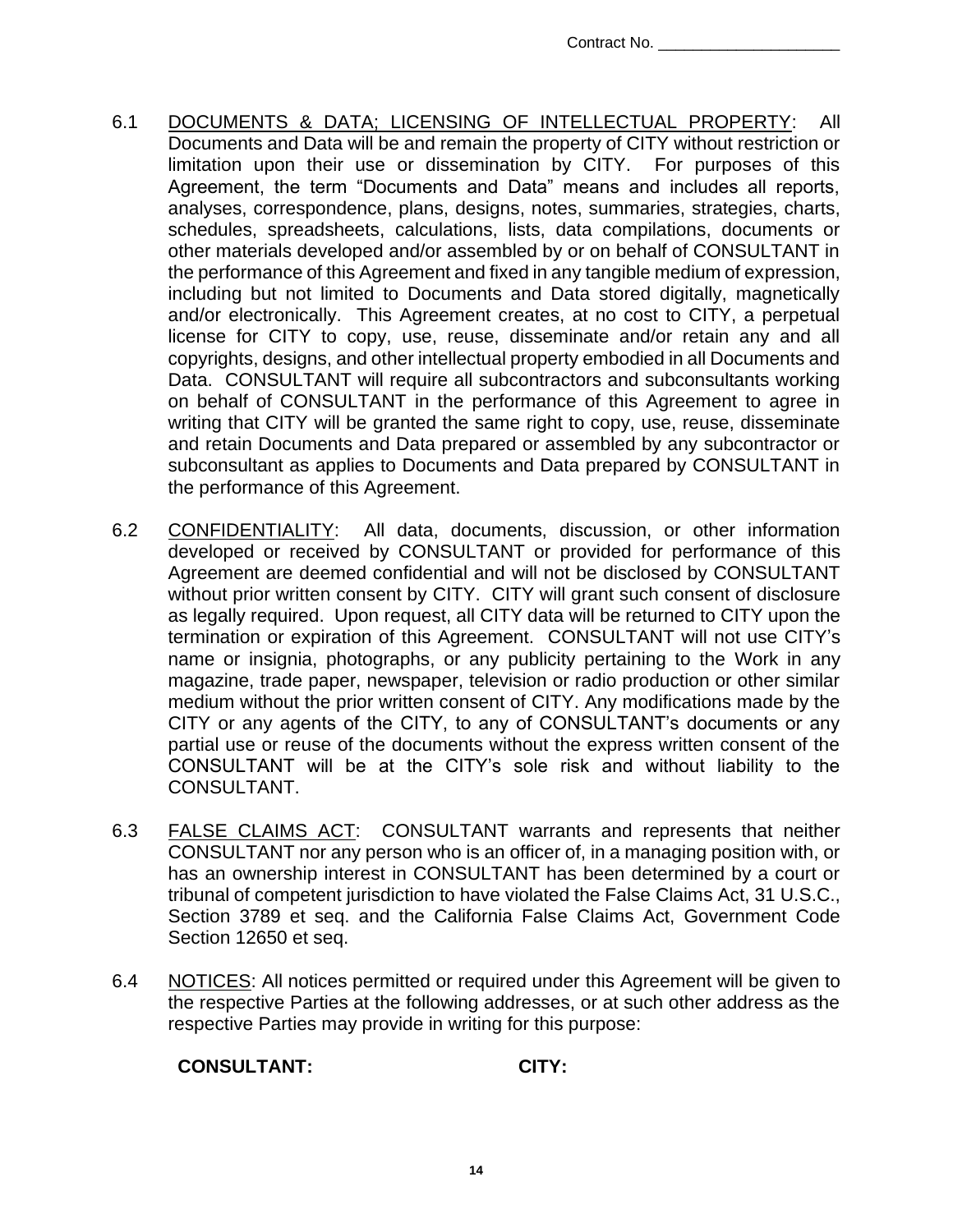6.1 DOCUMENTS & DATA; LICENSING OF INTELLECTUAL PROPERTY: All Documents and Data will be and remain the property of CITY without restriction or limitation upon their use or dissemination by CITY. For purposes of this Agreement, the term "Documents and Data" means and includes all reports, analyses, correspondence, plans, designs, notes, summaries, strategies, charts, schedules, spreadsheets, calculations, lists, data compilations, documents or other materials developed and/or assembled by or on behalf of CONSULTANT in the performance of this Agreement and fixed in any tangible medium of expression, including but not limited to Documents and Data stored digitally, magnetically and/or electronically. This Agreement creates, at no cost to CITY, a perpetual license for CITY to copy, use, reuse, disseminate and/or retain any and all copyrights, designs, and other intellectual property embodied in all Documents and Data. CONSULTANT will require all subcontractors and subconsultants working on behalf of CONSULTANT in the performance of this Agreement to agree in writing that CITY will be granted the same right to copy, use, reuse, disseminate and retain Documents and Data prepared or assembled by any subcontractor or subconsultant as applies to Documents and Data prepared by CONSULTANT in the performance of this Agreement.

6.2 CONFIDENTIALITY: All data, documents, discussion, or other information developed or received by CONSULTANT or provided for performance of this Agreement are deemed confidential and will not be disclosed by CONSULTANT without prior written consent by CITY. CITY will grant such consent of disclosure as legally required. Upon request, all CITY data will be returned to CITY upon the termination or expiration of this Agreement. CONSULTANT will not use CITY's name or insignia, photographs, or any publicity pertaining to the Work in any magazine, trade paper, newspaper, television or radio production or other similar medium without the prior written consent of CITY. Any modifications made by the CITY or any agents of the CITY, to any of CONSULTANT's documents or any partial use or reuse of the documents without the express written consent of the CONSULTANT will be at the CITY's sole risk and without liability to the CONSULTANT.

6.3 FALSE CLAIMS ACT: CONSULTANT warrants and represents that neither CONSULTANT nor any person who is an officer of, in a managing position with, or has an ownership interest in CONSULTANT has been determined by a court or tribunal of competent jurisdiction to have violated the False Claims Act, 31 U.S.C., Section 3789 et seq. and the California False Claims Act, Government Code Section 12650 et seq.

6.4 NOTICES: All notices permitted or required under this Agreement will be given to the respective Parties at the following addresses, or at such other address as the respective Parties may provide in writing for this purpose:

**CONSULTANT:** **CITY:**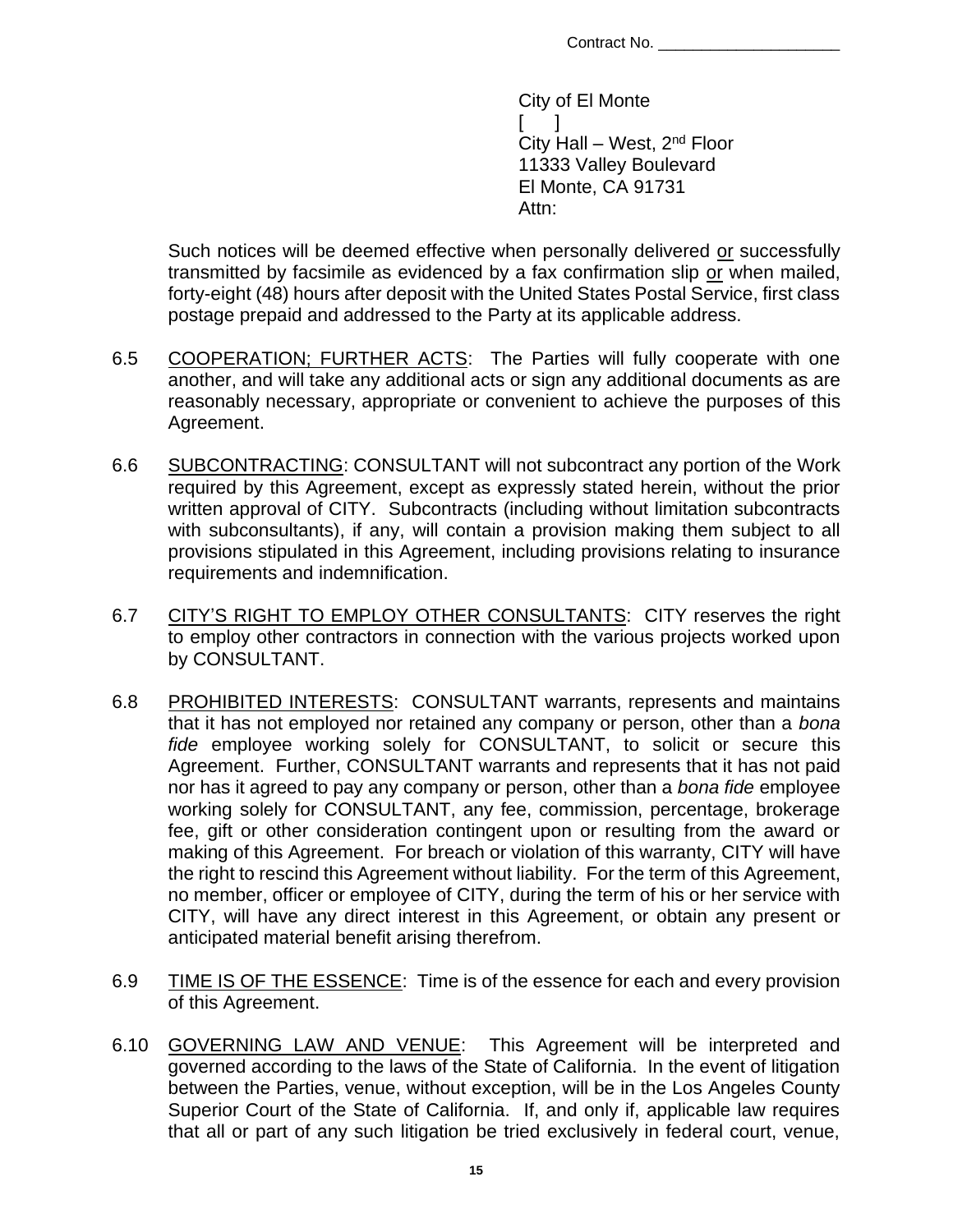City of El Monte
[     ]
City Hall – West, 2nd Floor
11333 Valley Boulevard
El Monte, CA 91731
Attn:

Such notices will be deemed effective when personally delivered or successfully transmitted by facsimile as evidenced by a fax confirmation slip or when mailed, forty-eight (48) hours after deposit with the United States Postal Service, first class postage prepaid and addressed to the Party at its applicable address.

6.5 COOPERATION; FURTHER ACTS: The Parties will fully cooperate with one another, and will take any additional acts or sign any additional documents as are reasonably necessary, appropriate or convenient to achieve the purposes of this Agreement.

6.6 SUBCONTRACTING: CONSULTANT will not subcontract any portion of the Work required by this Agreement, except as expressly stated herein, without the prior written approval of CITY. Subcontracts (including without limitation subcontracts with subconsultants), if any, will contain a provision making them subject to all provisions stipulated in this Agreement, including provisions relating to insurance requirements and indemnification.

6.7 CITY'S RIGHT TO EMPLOY OTHER CONSULTANTS: CITY reserves the right to employ other contractors in connection with the various projects worked upon by CONSULTANT.

6.8 PROHIBITED INTERESTS: CONSULTANT warrants, represents and maintains that it has not employed nor retained any company or person, other than a *bona fide* employee working solely for CONSULTANT, to solicit or secure this Agreement. Further, CONSULTANT warrants and represents that it has not paid nor has it agreed to pay any company or person, other than a *bona fide* employee working solely for CONSULTANT, any fee, commission, percentage, brokerage fee, gift or other consideration contingent upon or resulting from the award or making of this Agreement. For breach or violation of this warranty, CITY will have the right to rescind this Agreement without liability. For the term of this Agreement, no member, officer or employee of CITY, during the term of his or her service with CITY, will have any direct interest in this Agreement, or obtain any present or anticipated material benefit arising therefrom.

6.9 TIME IS OF THE ESSENCE: Time is of the essence for each and every provision of this Agreement.

6.10 GOVERNING LAW AND VENUE: This Agreement will be interpreted and governed according to the laws of the State of California. In the event of litigation between the Parties, venue, without exception, will be in the Los Angeles County Superior Court of the State of California. If, and only if, applicable law requires that all or part of any such litigation be tried exclusively in federal court, venue,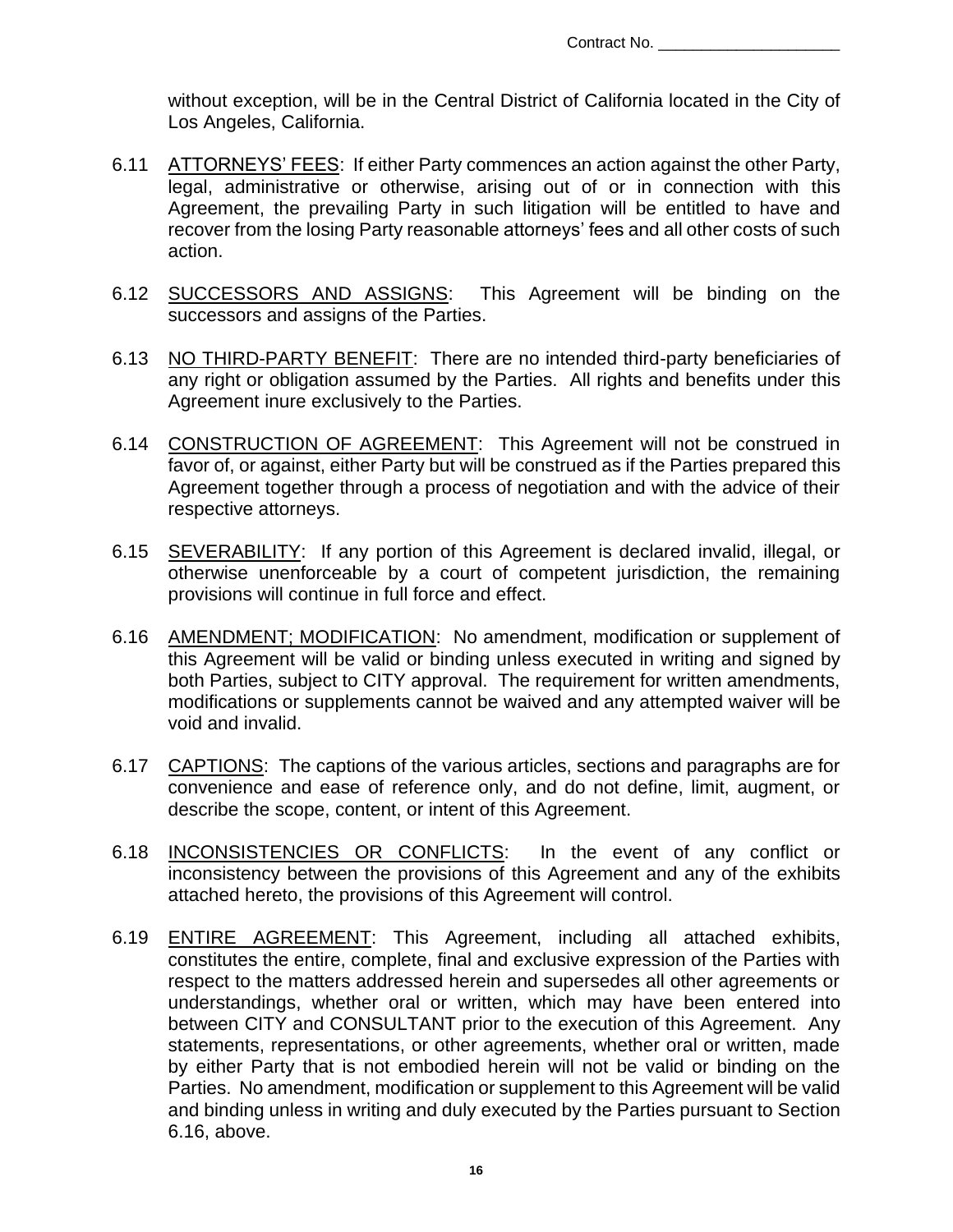without exception, will be in the Central District of California located in the City of Los Angeles, California.

6.11 <u>ATTORNEYS' FEES</u>: If either Party commences an action against the other Party, legal, administrative or otherwise, arising out of or in connection with this Agreement, the prevailing Party in such litigation will be entitled to have and recover from the losing Party reasonable attorneys' fees and all other costs of such action.

6.12 <u>SUCCESSORS AND ASSIGNS</u>: This Agreement will be binding on the successors and assigns of the Parties.

6.13 <u>NO THIRD-PARTY BENEFIT</u>: There are no intended third-party beneficiaries of any right or obligation assumed by the Parties. All rights and benefits under this Agreement inure exclusively to the Parties.

6.14 <u>CONSTRUCTION OF AGREEMENT</u>: This Agreement will not be construed in favor of, or against, either Party but will be construed as if the Parties prepared this Agreement together through a process of negotiation and with the advice of their respective attorneys.

6.15 <u>SEVERABILITY</u>: If any portion of this Agreement is declared invalid, illegal, or otherwise unenforceable by a court of competent jurisdiction, the remaining provisions will continue in full force and effect.

6.16 <u>AMENDMENT; MODIFICATION</u>: No amendment, modification or supplement of this Agreement will be valid or binding unless executed in writing and signed by both Parties, subject to CITY approval. The requirement for written amendments, modifications or supplements cannot be waived and any attempted waiver will be void and invalid.

6.17 <u>CAPTIONS</u>: The captions of the various articles, sections and paragraphs are for convenience and ease of reference only, and do not define, limit, augment, or describe the scope, content, or intent of this Agreement.

6.18 <u>INCONSISTENCIES OR CONFLICTS</u>: In the event of any conflict or inconsistency between the provisions of this Agreement and any of the exhibits attached hereto, the provisions of this Agreement will control.

6.19 <u>ENTIRE AGREEMENT</u>: This Agreement, including all attached exhibits, constitutes the entire, complete, final and exclusive expression of the Parties with respect to the matters addressed herein and supersedes all other agreements or understandings, whether oral or written, which may have been entered into between CITY and CONSULTANT prior to the execution of this Agreement. Any statements, representations, or other agreements, whether oral or written, made by either Party that is not embodied herein will not be valid or binding on the Parties. No amendment, modification or supplement to this Agreement will be valid and binding unless in writing and duly executed by the Parties pursuant to Section 6.16, above.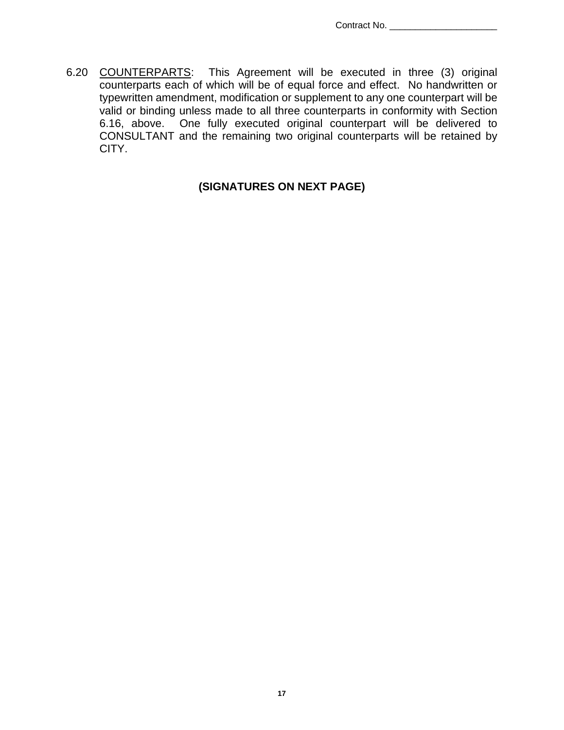6.20 COUNTERPARTS: This Agreement will be executed in three (3) original counterparts each of which will be of equal force and effect. No handwritten or typewritten amendment, modification or supplement to any one counterpart will be valid or binding unless made to all three counterparts in conformity with Section 6.16, above. One fully executed original counterpart will be delivered to CONSULTANT and the remaining two original counterparts will be retained by CITY.

**(SIGNATURES ON NEXT PAGE)**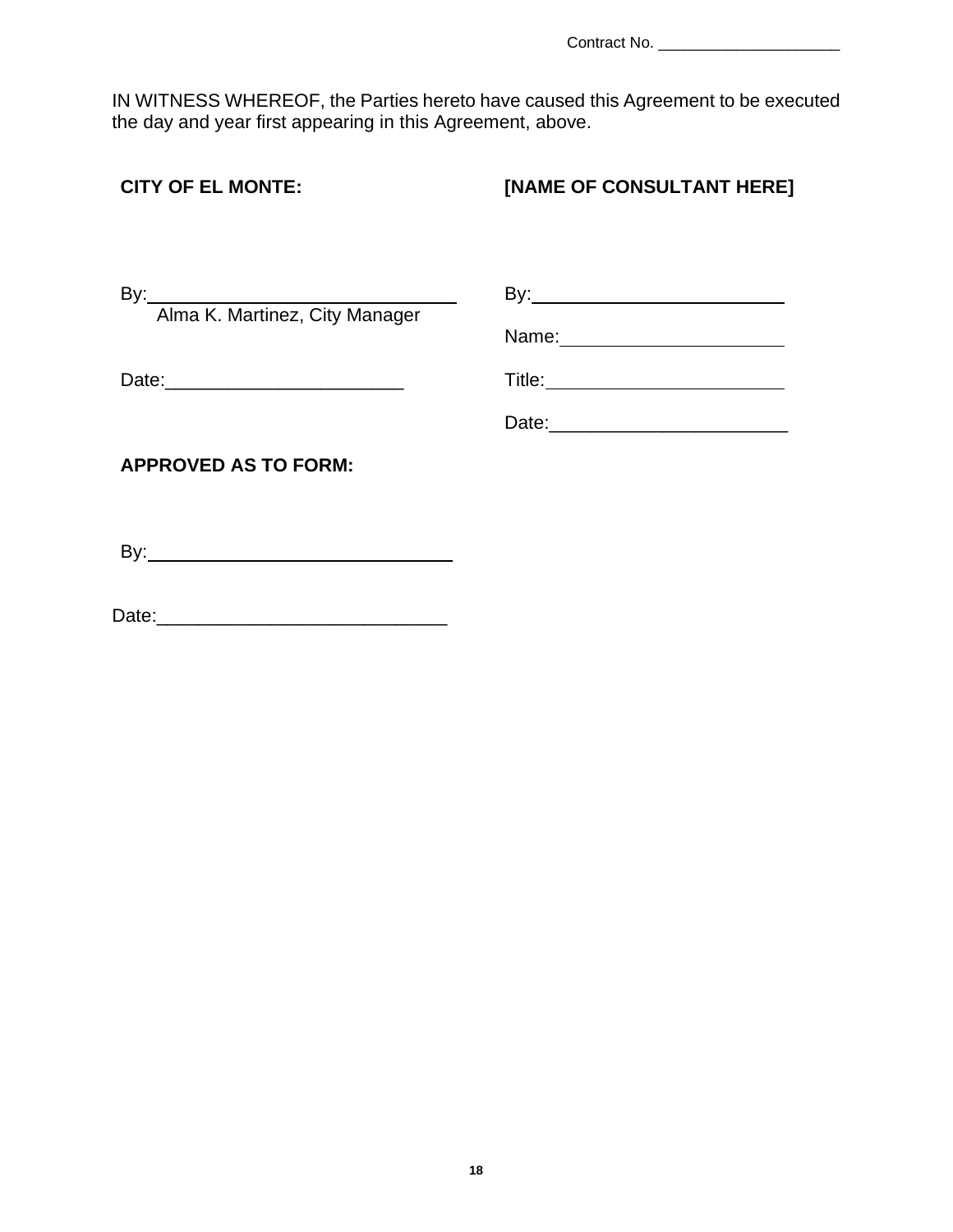Contract No. ____________________

IN WITNESS WHEREOF, the Parties hereto have caused this Agreement to be executed the day and year first appearing in this Agreement, above.

| **CITY OF EL MONTE:** | **[NAME OF CONSULTANT HERE]** |
|---|---|
| By:____________________________<br>Alma K. Martinez, City Manager | By:____________________________ |
| | Name:__________________________ |
| Date:__________________________ | Title:__________________________ |
| | Date:__________________________ |

**APPROVED AS TO FORM:**

By:____________________________

Date:__________________________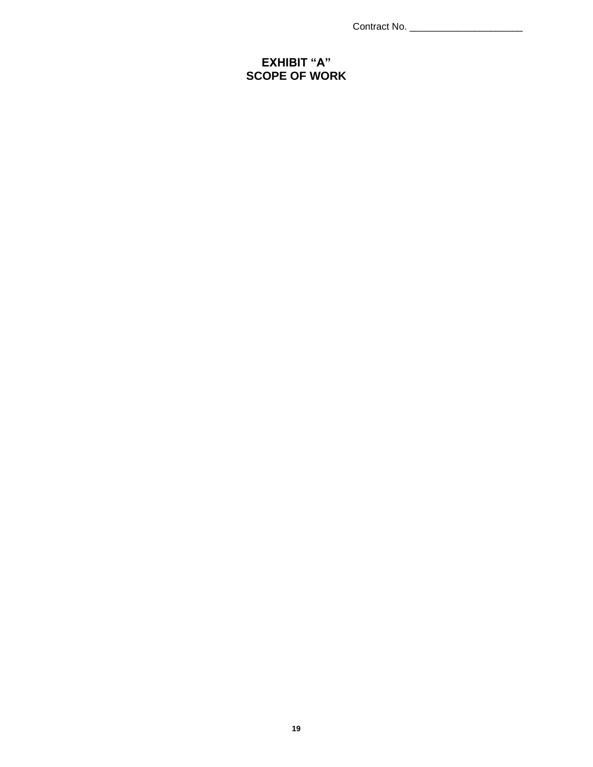Contract No. _____________________

# EXHIBIT "A"
# SCOPE OF WORK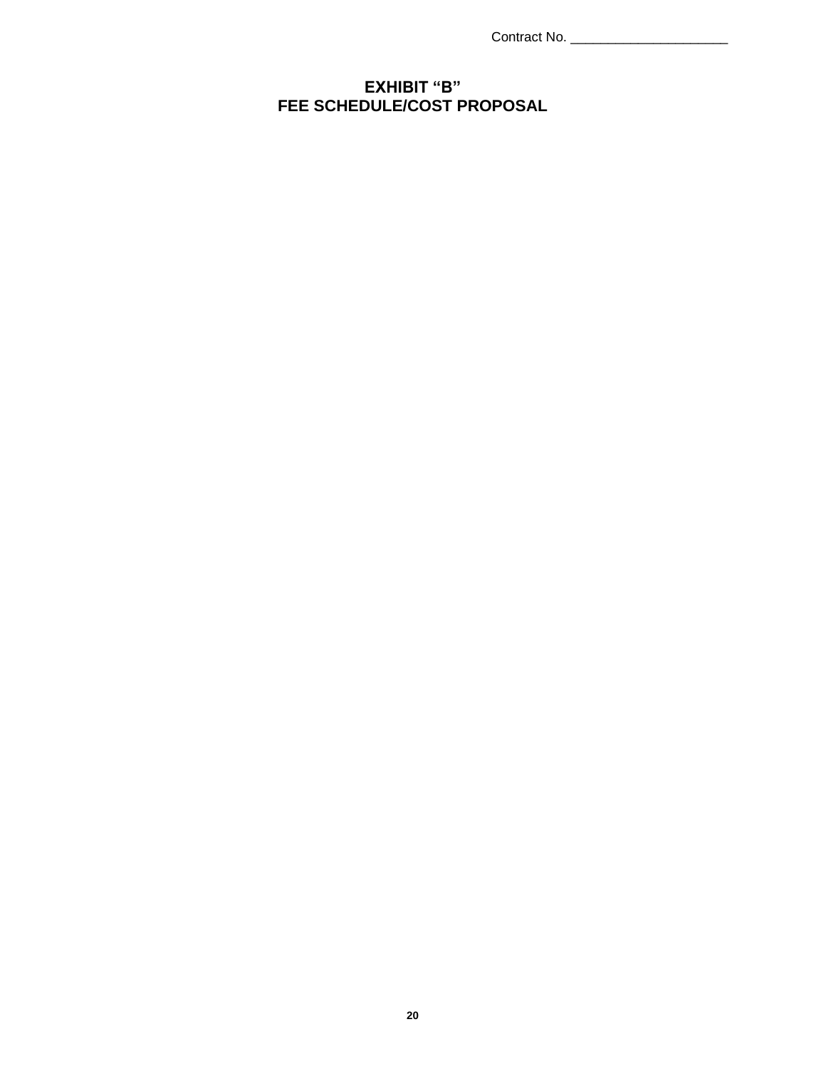Contract No. _____________________

# EXHIBIT "B"
# FEE SCHEDULE/COST PROPOSAL